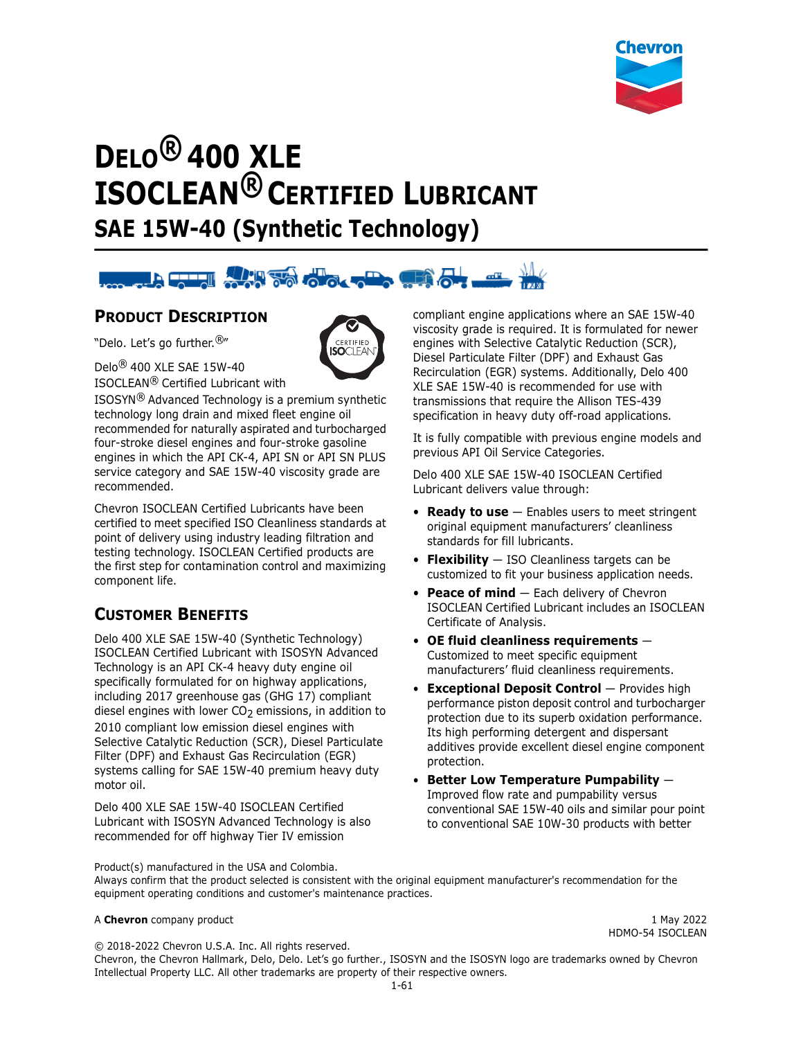# DELO® 400 XLE ISOCLEAN® CERTIFIED LUBRICANT

## SAE 15W-40 (Synthetic Technology)

## PRODUCT DESCRIPTION

"Delo. Let's go further.®"

Delo® 400 XLE SAE 15W-40 ISOCLEAN® Certified Lubricant with ISOSYN® Advanced Technology is a premium synthetic technology long drain and mixed fleet engine oil recommended for naturally aspirated and turbocharged four-stroke diesel engines and four-stroke gasoline engines in which the API CK-4, API SN or API SN PLUS service category and SAE 15W-40 viscosity grade are recommended.

Chevron ISOCLEAN Certified Lubricants have been certified to meet specified ISO Cleanliness standards at point of delivery using industry leading filtration and testing technology. ISOCLEAN Certified products are the first step for contamination control and maximizing component life.

## CUSTOMER BENEFITS

Delo 400 XLE SAE 15W-40 (Synthetic Technology) ISOCLEAN Certified Lubricant with ISOSYN Advanced Technology is an API CK-4 heavy duty engine oil specifically formulated for on highway applications, including 2017 greenhouse gas (GHG 17) compliant diesel engines with lower $CO_2$ emissions, in addition to 2010 compliant low emission diesel engines with Selective Catalytic Reduction (SCR), Diesel Particulate Filter (DPF) and Exhaust Gas Recirculation (EGR) systems calling for SAE 15W-40 premium heavy duty motor oil.

Delo 400 XLE SAE 15W-40 ISOCLEAN Certified Lubricant with ISOSYN Advanced Technology is also recommended for off highway Tier IV emission compliant engine applications where an SAE 15W-40 viscosity grade is required. It is formulated for newer engines with Selective Catalytic Reduction (SCR), Diesel Particulate Filter (DPF) and Exhaust Gas Recirculation (EGR) systems. Additionally, Delo 400 XLE SAE 15W-40 is recommended for use with transmissions that require the Allison TES-439 specification in heavy duty off-road applications.

It is fully compatible with previous engine models and previous API Oil Service Categories.

Delo 400 XLE SAE 15W-40 ISOCLEAN Certified Lubricant delivers value through:

- **Ready to use** — Enables users to meet stringent original equipment manufacturers' cleanliness standards for fill lubricants.
- **Flexibility** — ISO Cleanliness targets can be customized to fit your business application needs.
- **Peace of mind** — Each delivery of Chevron ISOCLEAN Certified Lubricant includes an ISOCLEAN Certificate of Analysis.
- **OE fluid cleanliness requirements** — Customized to meet specific equipment manufacturers' fluid cleanliness requirements.
- **Exceptional Deposit Control** — Provides high performance piston deposit control and turbocharger protection due to its superb oxidation performance. Its high performing detergent and dispersant additives provide excellent diesel engine component protection.
- **Better Low Temperature Pumpability** — Improved flow rate and pumpability versus conventional SAE 15W-40 oils and similar pour point to conventional SAE 10W-30 products with better

Product(s) manufactured in the USA and Colombia.
Always confirm that the product selected is consistent with the original equipment manufacturer's recommendation for the equipment operating conditions and customer's maintenance practices.

A **Chevron** company product

1 May 2022
HDMO-54 ISOCLEAN

© 2018-2022 Chevron U.S.A. Inc. All rights reserved.
Chevron, the Chevron Hallmark, Delo, Delo. Let's go further., ISOSYN and the ISOSYN logo are trademarks owned by Chevron Intellectual Property LLC. All other trademarks are property of their respective owners.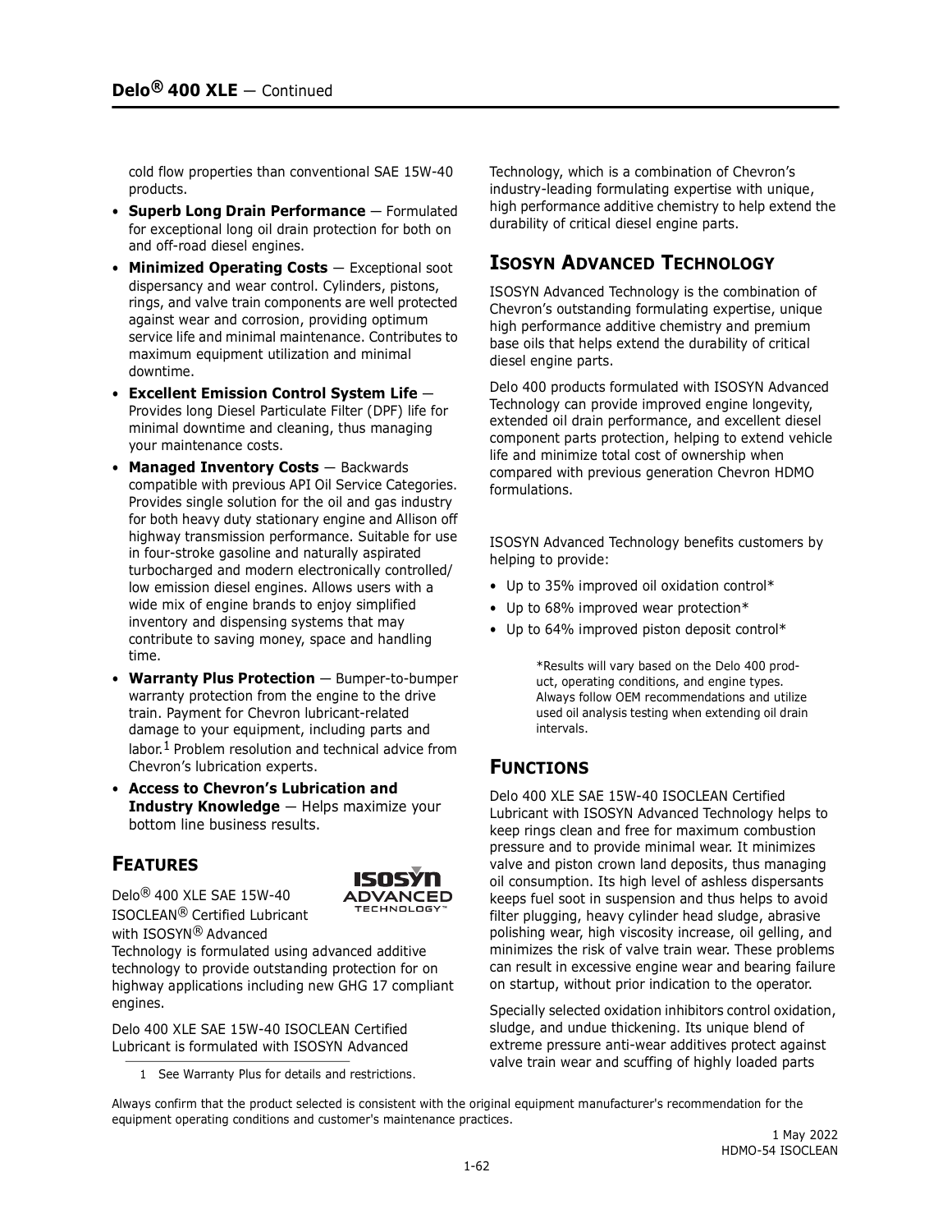cold flow properties than conventional SAE 15W-40 products.

- **Superb Long Drain Performance** — Formulated for exceptional long oil drain protection for both on and off-road diesel engines.
- **Minimized Operating Costs** — Exceptional soot dispersancy and wear control. Cylinders, pistons, rings, and valve train components are well protected against wear and corrosion, providing optimum service life and minimal maintenance. Contributes to maximum equipment utilization and minimal downtime.
- **Excellent Emission Control System Life** — Provides long Diesel Particulate Filter (DPF) life for minimal downtime and cleaning, thus managing your maintenance costs.
- **Managed Inventory Costs** — Backwards compatible with previous API Oil Service Categories. Provides single solution for the oil and gas industry for both heavy duty stationary engine and Allison off highway transmission performance. Suitable for use in four-stroke gasoline and naturally aspirated turbocharged and modern electronically controlled/ low emission diesel engines. Allows users with a wide mix of engine brands to enjoy simplified inventory and dispensing systems that may contribute to saving money, space and handling time.
- **Warranty Plus Protection** — Bumper-to-bumper warranty protection from the engine to the drive train. Payment for Chevron lubricant-related damage to your equipment, including parts and labor.[1] Problem resolution and technical advice from Chevron's lubrication experts.
- **Access to Chevron's Lubrication and Industry Knowledge** — Helps maximize your bottom line business results.

## FEATURES

Delo® 400 XLE SAE 15W-40 ISOCLEAN® Certified Lubricant with ISOSYN® Advanced Technology is formulated using advanced additive technology to provide outstanding protection for on highway applications including new GHG 17 compliant engines.

Delo 400 XLE SAE 15W-40 ISOCLEAN Certified Lubricant is formulated with ISOSYN Advanced Technology, which is a combination of Chevron's industry-leading formulating expertise with unique, high performance additive chemistry to help extend the durability of critical diesel engine parts.

1 See Warranty Plus for details and restrictions.

## ISOSYN ADVANCED TECHNOLOGY

ISOSYN Advanced Technology is the combination of Chevron's outstanding formulating expertise, unique high performance additive chemistry and premium base oils that helps extend the durability of critical diesel engine parts.

Delo 400 products formulated with ISOSYN Advanced Technology can provide improved engine longevity, extended oil drain performance, and excellent diesel component parts protection, helping to extend vehicle life and minimize total cost of ownership when compared with previous generation Chevron HDMO formulations.

ISOSYN Advanced Technology benefits customers by helping to provide:

- Up to 35% improved oil oxidation control*
- Up to 68% improved wear protection*
- Up to 64% improved piston deposit control*

*Results will vary based on the Delo 400 product, operating conditions, and engine types. Always follow OEM recommendations and utilize used oil analysis testing when extending oil drain intervals.

## FUNCTIONS

Delo 400 XLE SAE 15W-40 ISOCLEAN Certified Lubricant with ISOSYN Advanced Technology helps to keep rings clean and free for maximum combustion pressure and to provide minimal wear. It minimizes valve and piston crown land deposits, thus managing oil consumption. Its high level of ashless dispersants keeps fuel soot in suspension and thus helps to avoid filter plugging, heavy cylinder head sludge, abrasive polishing wear, high viscosity increase, oil gelling, and minimizes the risk of valve train wear. These problems can result in excessive engine wear and bearing failure on startup, without prior indication to the operator.

Specially selected oxidation inhibitors control oxidation, sludge, and undue thickening. Its unique blend of extreme pressure anti-wear additives protect against valve train wear and scuffing of highly loaded parts

Always confirm that the product selected is consistent with the original equipment manufacturer's recommendation for the equipment operating conditions and customer's maintenance practices.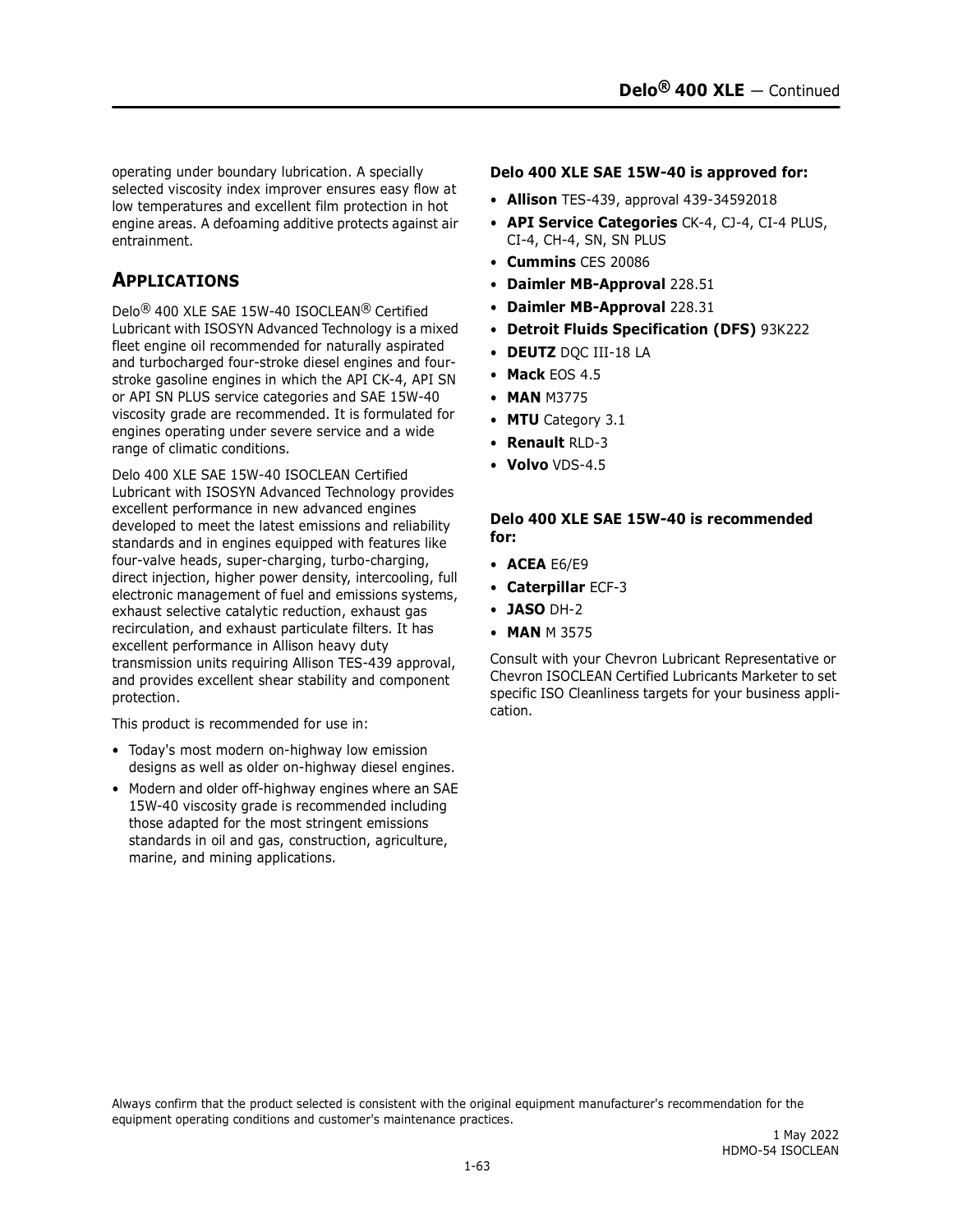operating under boundary lubrication. A specially selected viscosity index improver ensures easy flow at low temperatures and excellent film protection in hot engine areas. A defoaming additive protects against air entrainment.

## APPLICATIONS

Delo® 400 XLE SAE 15W-40 ISOCLEAN® Certified Lubricant with ISOSYN Advanced Technology is a mixed fleet engine oil recommended for naturally aspirated and turbocharged four-stroke diesel engines and four-stroke gasoline engines in which the API CK-4, API SN or API SN PLUS service categories and SAE 15W-40 viscosity grade are recommended. It is formulated for engines operating under severe service and a wide range of climatic conditions.

Delo 400 XLE SAE 15W-40 ISOCLEAN Certified Lubricant with ISOSYN Advanced Technology provides excellent performance in new advanced engines developed to meet the latest emissions and reliability standards and in engines equipped with features like four-valve heads, super-charging, turbo-charging, direct injection, higher power density, intercooling, full electronic management of fuel and emissions systems, exhaust selective catalytic reduction, exhaust gas recirculation, and exhaust particulate filters. It has excellent performance in Allison heavy duty transmission units requiring Allison TES-439 approval, and provides excellent shear stability and component protection.

This product is recommended for use in:

- Today's most modern on-highway low emission designs as well as older on-highway diesel engines.
- Modern and older off-highway engines where an SAE 15W-40 viscosity grade is recommended including those adapted for the most stringent emissions standards in oil and gas, construction, agriculture, marine, and mining applications.

**Delo 400 XLE SAE 15W-40 is approved for:**

- **Allison** TES-439, approval 439-34592018
- **API Service Categories** CK-4, CJ-4, CI-4 PLUS, CI-4, CH-4, SN, SN PLUS
- **Cummins** CES 20086
- **Daimler MB-Approval** 228.51
- **Daimler MB-Approval** 228.31
- **Detroit Fluids Specification (DFS)** 93K222
- **DEUTZ** DQC III-18 LA
- **Mack** EOS 4.5
- **MAN** M3775
- **MTU** Category 3.1
- **Renault** RLD-3
- **Volvo** VDS-4.5

**Delo 400 XLE SAE 15W-40 is recommended for:**

- **ACEA** E6/E9
- **Caterpillar** ECF-3
- **JASO** DH-2
- **MAN** M 3575

Consult with your Chevron Lubricant Representative or Chevron ISOCLEAN Certified Lubricants Marketer to set specific ISO Cleanliness targets for your business application.

Always confirm that the product selected is consistent with the original equipment manufacturer's recommendation for the equipment operating conditions and customer's maintenance practices.

1 May 2022
HDMO-54 ISOCLEAN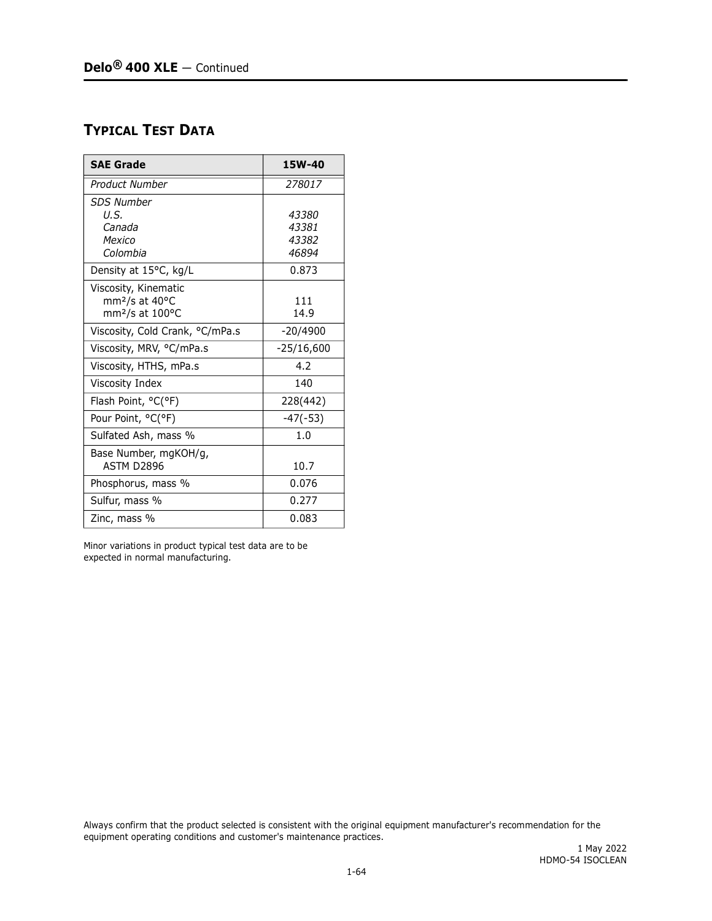## Delo® 400 XLE — Continued

### TYPICAL TEST DATA

| SAE Grade | 15W-40 |
|---|---|
| *Product Number* | *278017* |
| *SDS Number*<br>*U.S.*<br>*Canada*<br>*Mexico*<br>*Colombia* | <br>*43380*<br>*43381*<br>*43382*<br>*46894* |
| Density at 15°C, kg/L | 0.873 |
| Viscosity, Kinematic<br>$mm^2/s$ at 40°C<br>$mm^2/s$ at 100°C | <br>111<br>14.9 |
| Viscosity, Cold Crank, °C/mPa.s | -20/4900 |
| Viscosity, MRV, °C/mPa.s | -25/16,600 |
| Viscosity, HTHS, mPa.s | 4.2 |
| Viscosity Index | 140 |
| Flash Point, °C(°F) | 228(442) |
| Pour Point, °C(°F) | -47(-53) |
| Sulfated Ash, mass % | 1.0 |
| Base Number, mgKOH/g,<br>ASTM D2896 | <br>10.7 |
| Phosphorus, mass % | 0.076 |
| Sulfur, mass % | 0.277 |
| Zinc, mass % | 0.083 |

Minor variations in product typical test data are to be expected in normal manufacturing.

Always confirm that the product selected is consistent with the original equipment manufacturer's recommendation for the equipment operating conditions and customer's maintenance practices.

1 May 2022
HDMO-54 ISOCLEAN